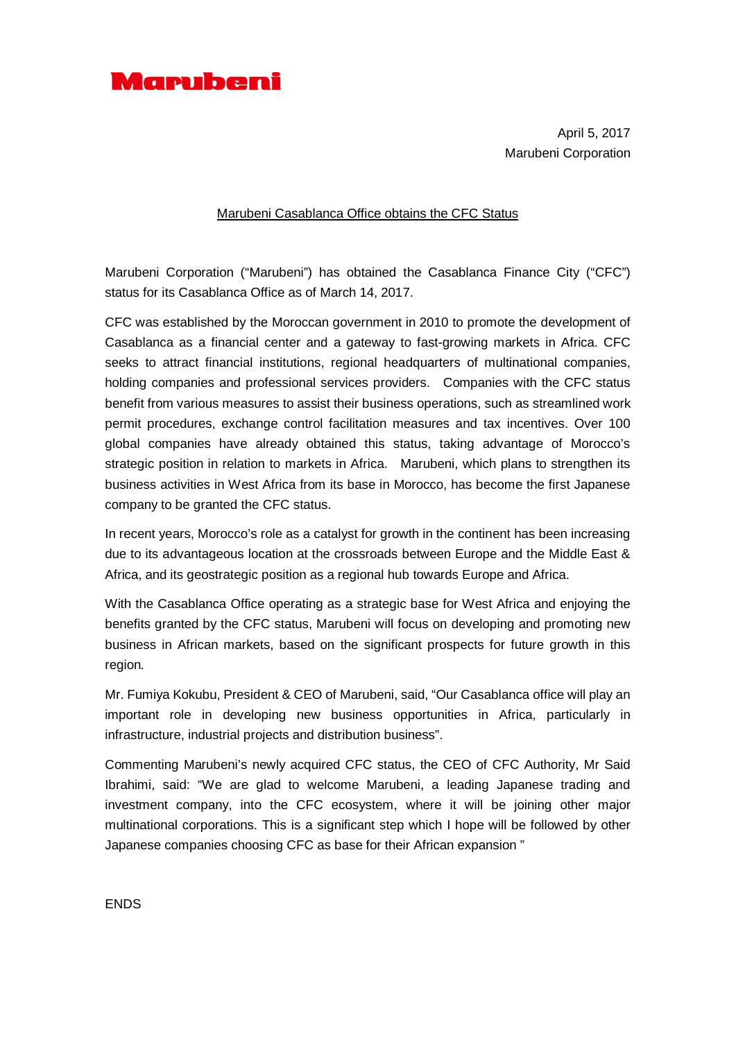Marubeni

April 5, 2017
Marubeni Corporation

# Marubeni Casablanca Office obtains the CFC Status

Marubeni Corporation ("Marubeni") has obtained the Casablanca Finance City ("CFC") status for its Casablanca Office as of March 14, 2017.

CFC was established by the Moroccan government in 2010 to promote the development of Casablanca as a financial center and a gateway to fast-growing markets in Africa. CFC seeks to attract financial institutions, regional headquarters of multinational companies, holding companies and professional services providers. Companies with the CFC status benefit from various measures to assist their business operations, such as streamlined work permit procedures, exchange control facilitation measures and tax incentives. Over 100 global companies have already obtained this status, taking advantage of Morocco's strategic position in relation to markets in Africa. Marubeni, which plans to strengthen its business activities in West Africa from its base in Morocco, has become the first Japanese company to be granted the CFC status.

In recent years, Morocco's role as a catalyst for growth in the continent has been increasing due to its advantageous location at the crossroads between Europe and the Middle East & Africa, and its geostrategic position as a regional hub towards Europe and Africa.

With the Casablanca Office operating as a strategic base for West Africa and enjoying the benefits granted by the CFC status, Marubeni will focus on developing and promoting new business in African markets, based on the significant prospects for future growth in this region.

Mr. Fumiya Kokubu, President & CEO of Marubeni, said, "Our Casablanca office will play an important role in developing new business opportunities in Africa, particularly in infrastructure, industrial projects and distribution business".

Commenting Marubeni's newly acquired CFC status, the CEO of CFC Authority, Mr Said Ibrahimi, said: "We are glad to welcome Marubeni, a leading Japanese trading and investment company, into the CFC ecosystem, where it will be joining other major multinational corporations. This is a significant step which I hope will be followed by other Japanese companies choosing CFC as base for their African expansion "

ENDS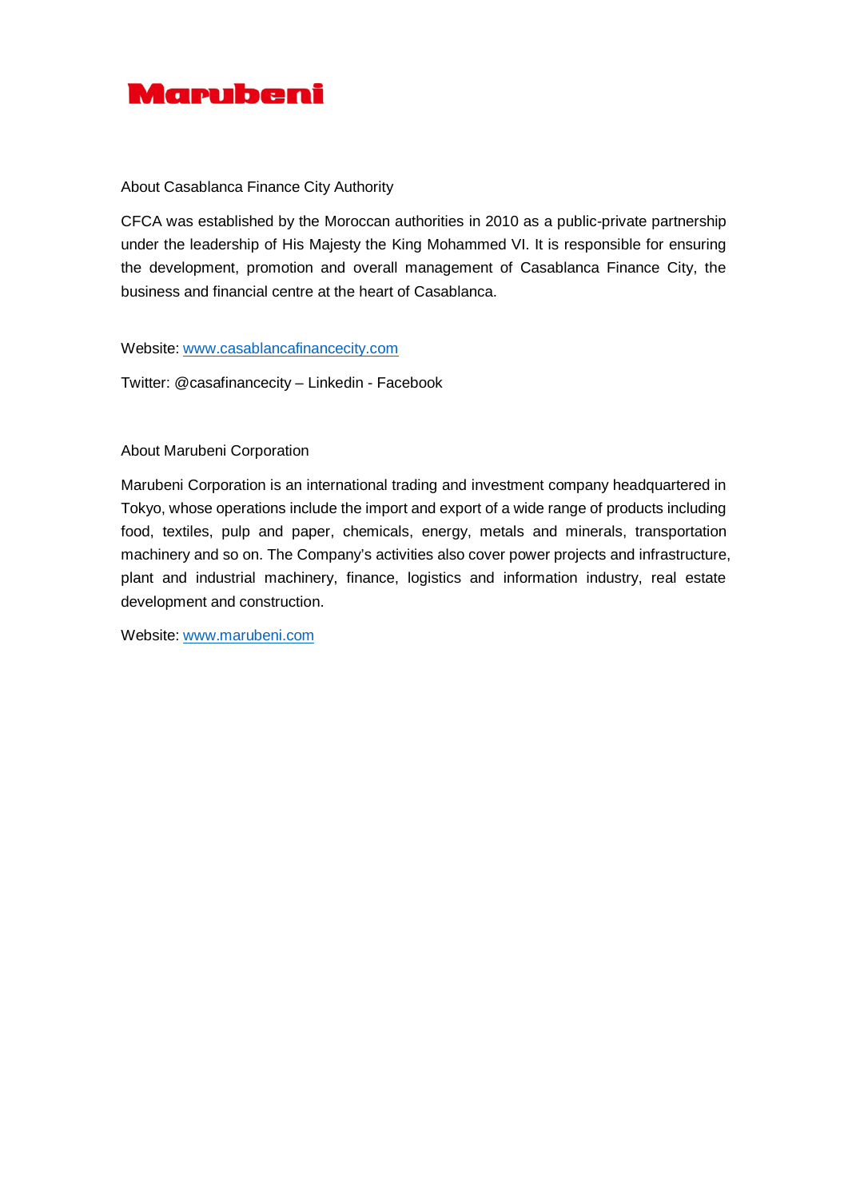Marubeni

About Casablanca Finance City Authority

CFCA was established by the Moroccan authorities in 2010 as a public-private partnership under the leadership of His Majesty the King Mohammed VI. It is responsible for ensuring the development, promotion and overall management of Casablanca Finance City, the business and financial centre at the heart of Casablanca.

Website: www.casablancafinancecity.com

Twitter: @casafinancecity – Linkedin - Facebook

About Marubeni Corporation

Marubeni Corporation is an international trading and investment company headquartered in Tokyo, whose operations include the import and export of a wide range of products including food, textiles, pulp and paper, chemicals, energy, metals and minerals, transportation machinery and so on. The Company's activities also cover power projects and infrastructure, plant and industrial machinery, finance, logistics and information industry, real estate development and construction.

Website: www.marubeni.com